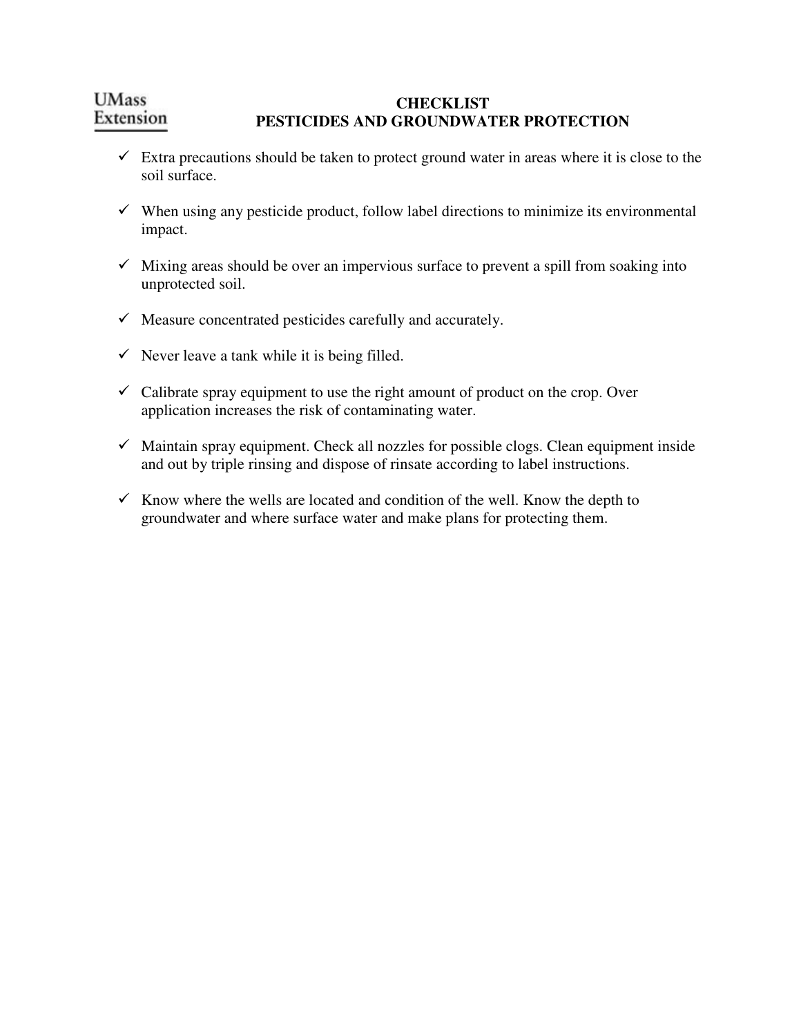UMass Extension

# CHECKLIST
# PESTICIDES AND GROUNDWATER PROTECTION

- ✓ Extra precautions should be taken to protect ground water in areas where it is close to the soil surface.
- ✓ When using any pesticide product, follow label directions to minimize its environmental impact.
- ✓ Mixing areas should be over an impervious surface to prevent a spill from soaking into unprotected soil.
- ✓ Measure concentrated pesticides carefully and accurately.
- ✓ Never leave a tank while it is being filled.
- ✓ Calibrate spray equipment to use the right amount of product on the crop. Over application increases the risk of contaminating water.
- ✓ Maintain spray equipment. Check all nozzles for possible clogs. Clean equipment inside and out by triple rinsing and dispose of rinsate according to label instructions.
- ✓ Know where the wells are located and condition of the well. Know the depth to groundwater and where surface water and make plans for protecting them.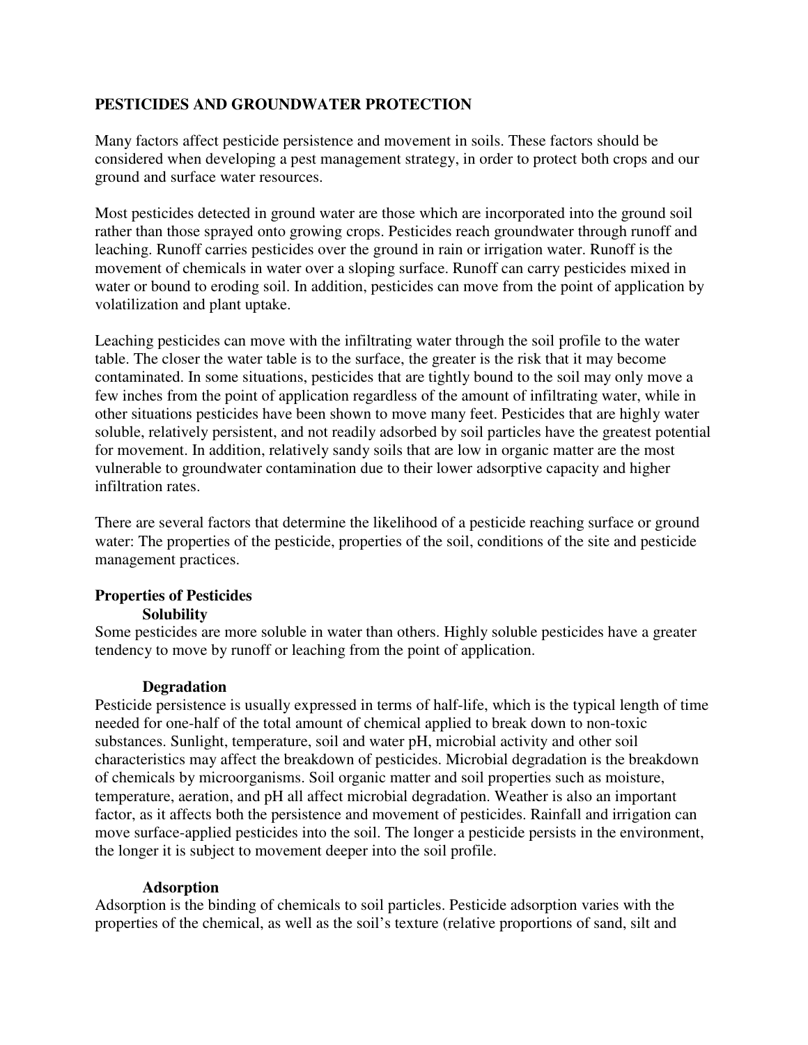## PESTICIDES AND GROUNDWATER PROTECTION

Many factors affect pesticide persistence and movement in soils. These factors should be considered when developing a pest management strategy, in order to protect both crops and our ground and surface water resources.

Most pesticides detected in ground water are those which are incorporated into the ground soil rather than those sprayed onto growing crops. Pesticides reach groundwater through runoff and leaching. Runoff carries pesticides over the ground in rain or irrigation water. Runoff is the movement of chemicals in water over a sloping surface. Runoff can carry pesticides mixed in water or bound to eroding soil. In addition, pesticides can move from the point of application by volatilization and plant uptake.

Leaching pesticides can move with the infiltrating water through the soil profile to the water table. The closer the water table is to the surface, the greater is the risk that it may become contaminated. In some situations, pesticides that are tightly bound to the soil may only move a few inches from the point of application regardless of the amount of infiltrating water, while in other situations pesticides have been shown to move many feet. Pesticides that are highly water soluble, relatively persistent, and not readily adsorbed by soil particles have the greatest potential for movement. In addition, relatively sandy soils that are low in organic matter are the most vulnerable to groundwater contamination due to their lower adsorptive capacity and higher infiltration rates.

There are several factors that determine the likelihood of a pesticide reaching surface or ground water: The properties of the pesticide, properties of the soil, conditions of the site and pesticide management practices.

### Properties of Pesticides

#### Solubility

Some pesticides are more soluble in water than others. Highly soluble pesticides have a greater tendency to move by runoff or leaching from the point of application.

#### Degradation

Pesticide persistence is usually expressed in terms of half-life, which is the typical length of time needed for one-half of the total amount of chemical applied to break down to non-toxic substances. Sunlight, temperature, soil and water pH, microbial activity and other soil characteristics may affect the breakdown of pesticides. Microbial degradation is the breakdown of chemicals by microorganisms. Soil organic matter and soil properties such as moisture, temperature, aeration, and pH all affect microbial degradation. Weather is also an important factor, as it affects both the persistence and movement of pesticides. Rainfall and irrigation can move surface-applied pesticides into the soil. The longer a pesticide persists in the environment, the longer it is subject to movement deeper into the soil profile.

#### Adsorption

Adsorption is the binding of chemicals to soil particles. Pesticide adsorption varies with the properties of the chemical, as well as the soil's texture (relative proportions of sand, silt and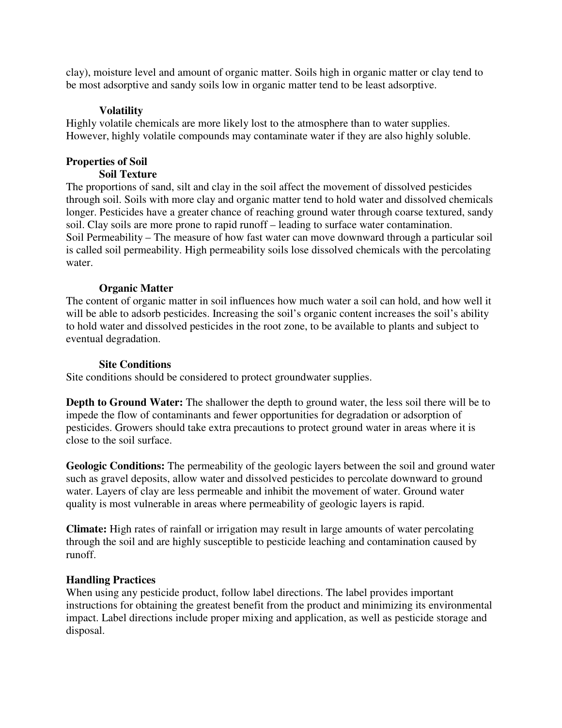clay), moisture level and amount of organic matter. Soils high in organic matter or clay tend to be most adsorptive and sandy soils low in organic matter tend to be least adsorptive.

### Volatility

Highly volatile chemicals are more likely lost to the atmosphere than to water supplies. However, highly volatile compounds may contaminate water if they are also highly soluble.

## Properties of Soil

### Soil Texture

The proportions of sand, silt and clay in the soil affect the movement of dissolved pesticides through soil. Soils with more clay and organic matter tend to hold water and dissolved chemicals longer. Pesticides have a greater chance of reaching ground water through coarse textured, sandy soil. Clay soils are more prone to rapid runoff – leading to surface water contamination.
Soil Permeability – The measure of how fast water can move downward through a particular soil is called soil permeability. High permeability soils lose dissolved chemicals with the percolating water.

### Organic Matter

The content of organic matter in soil influences how much water a soil can hold, and how well it will be able to adsorb pesticides. Increasing the soil's organic content increases the soil's ability to hold water and dissolved pesticides in the root zone, to be available to plants and subject to eventual degradation.

### Site Conditions

Site conditions should be considered to protect groundwater supplies.

**Depth to Ground Water:** The shallower the depth to ground water, the less soil there will be to impede the flow of contaminants and fewer opportunities for degradation or adsorption of pesticides. Growers should take extra precautions to protect ground water in areas where it is close to the soil surface.

**Geologic Conditions:** The permeability of the geologic layers between the soil and ground water such as gravel deposits, allow water and dissolved pesticides to percolate downward to ground water. Layers of clay are less permeable and inhibit the movement of water. Ground water quality is most vulnerable in areas where permeability of geologic layers is rapid.

**Climate:** High rates of rainfall or irrigation may result in large amounts of water percolating through the soil and are highly susceptible to pesticide leaching and contamination caused by runoff.

## Handling Practices

When using any pesticide product, follow label directions. The label provides important instructions for obtaining the greatest benefit from the product and minimizing its environmental impact. Label directions include proper mixing and application, as well as pesticide storage and disposal.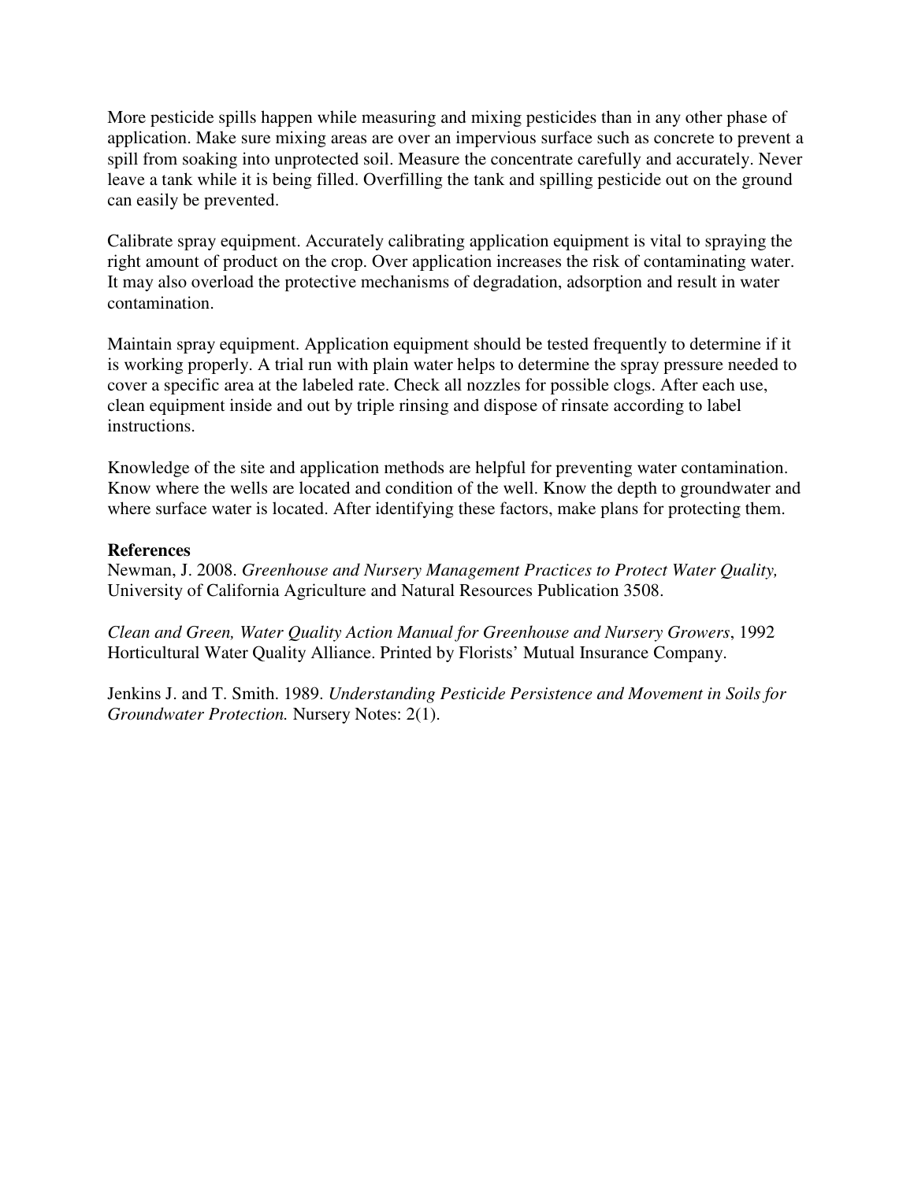More pesticide spills happen while measuring and mixing pesticides than in any other phase of application. Make sure mixing areas are over an impervious surface such as concrete to prevent a spill from soaking into unprotected soil. Measure the concentrate carefully and accurately. Never leave a tank while it is being filled. Overfilling the tank and spilling pesticide out on the ground can easily be prevented.

Calibrate spray equipment. Accurately calibrating application equipment is vital to spraying the right amount of product on the crop. Over application increases the risk of contaminating water. It may also overload the protective mechanisms of degradation, adsorption and result in water contamination.

Maintain spray equipment. Application equipment should be tested frequently to determine if it is working properly. A trial run with plain water helps to determine the spray pressure needed to cover a specific area at the labeled rate. Check all nozzles for possible clogs. After each use, clean equipment inside and out by triple rinsing and dispose of rinsate according to label instructions.

Knowledge of the site and application methods are helpful for preventing water contamination. Know where the wells are located and condition of the well. Know the depth to groundwater and where surface water is located. After identifying these factors, make plans for protecting them.

**References**

Newman, J. 2008. *Greenhouse and Nursery Management Practices to Protect Water Quality,* University of California Agriculture and Natural Resources Publication 3508.

*Clean and Green, Water Quality Action Manual for Greenhouse and Nursery Growers*, 1992 Horticultural Water Quality Alliance. Printed by Florists' Mutual Insurance Company.

Jenkins J. and T. Smith. 1989. *Understanding Pesticide Persistence and Movement in Soils for Groundwater Protection.* Nursery Notes: 2(1).